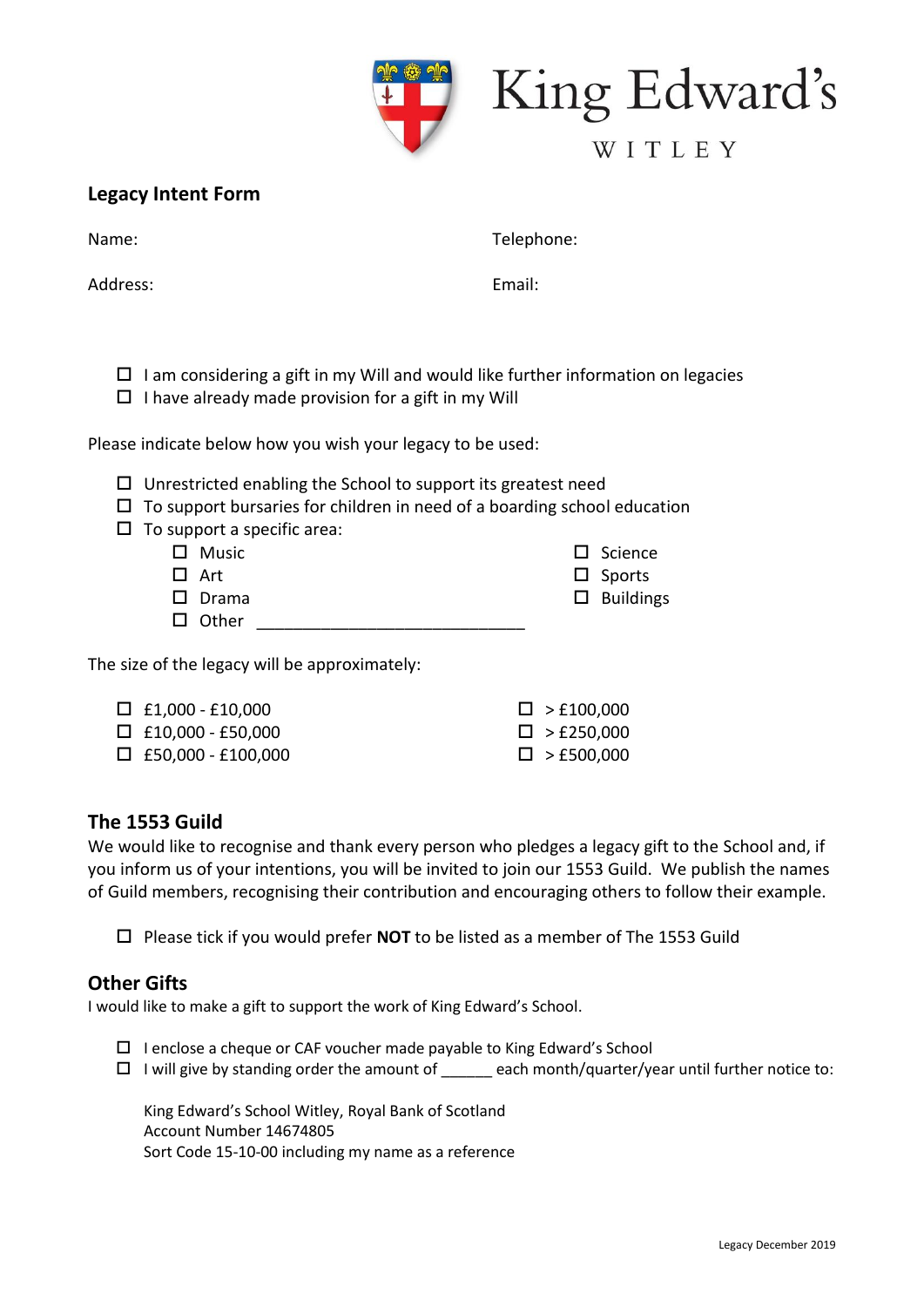King Edward's

WITLEY

## Legacy Intent Form

Name:

Telephone:

Address:

Email:

- ☐ I am considering a gift in my Will and would like further information on legacies
- ☐ I have already made provision for a gift in my Will

Please indicate below how you wish your legacy to be used:

- ☐ Unrestricted enabling the School to support its greatest need
- ☐ To support bursaries for children in need of a boarding school education
- ☐ To support a specific area:
  - ☐ Music
  - ☐ Art
  - ☐ Drama
  - ☐ Other ______________________________
  - ☐ Science
  - ☐ Sports
  - ☐ Buildings

The size of the legacy will be approximately:

- ☐ £1,000 - £10,000
- ☐ £10,000 - £50,000
- ☐ £50,000 - £100,000
- ☐ > £100,000
- ☐ > £250,000
- ☐ > £500,000

## The 1553 Guild

We would like to recognise and thank every person who pledges a legacy gift to the School and, if you inform us of your intentions, you will be invited to join our 1553 Guild. We publish the names of Guild members, recognising their contribution and encouraging others to follow their example.

- ☐ Please tick if you would prefer **NOT** to be listed as a member of The 1553 Guild

## Other Gifts

I would like to make a gift to support the work of King Edward's School.

- ☐ I enclose a cheque or CAF voucher made payable to King Edward's School
- ☐ I will give by standing order the amount of ______ each month/quarter/year until further notice to:

King Edward's School Witley, Royal Bank of Scotland
Account Number 14674805
Sort Code 15-10-00 including my name as a reference

Legacy December 2019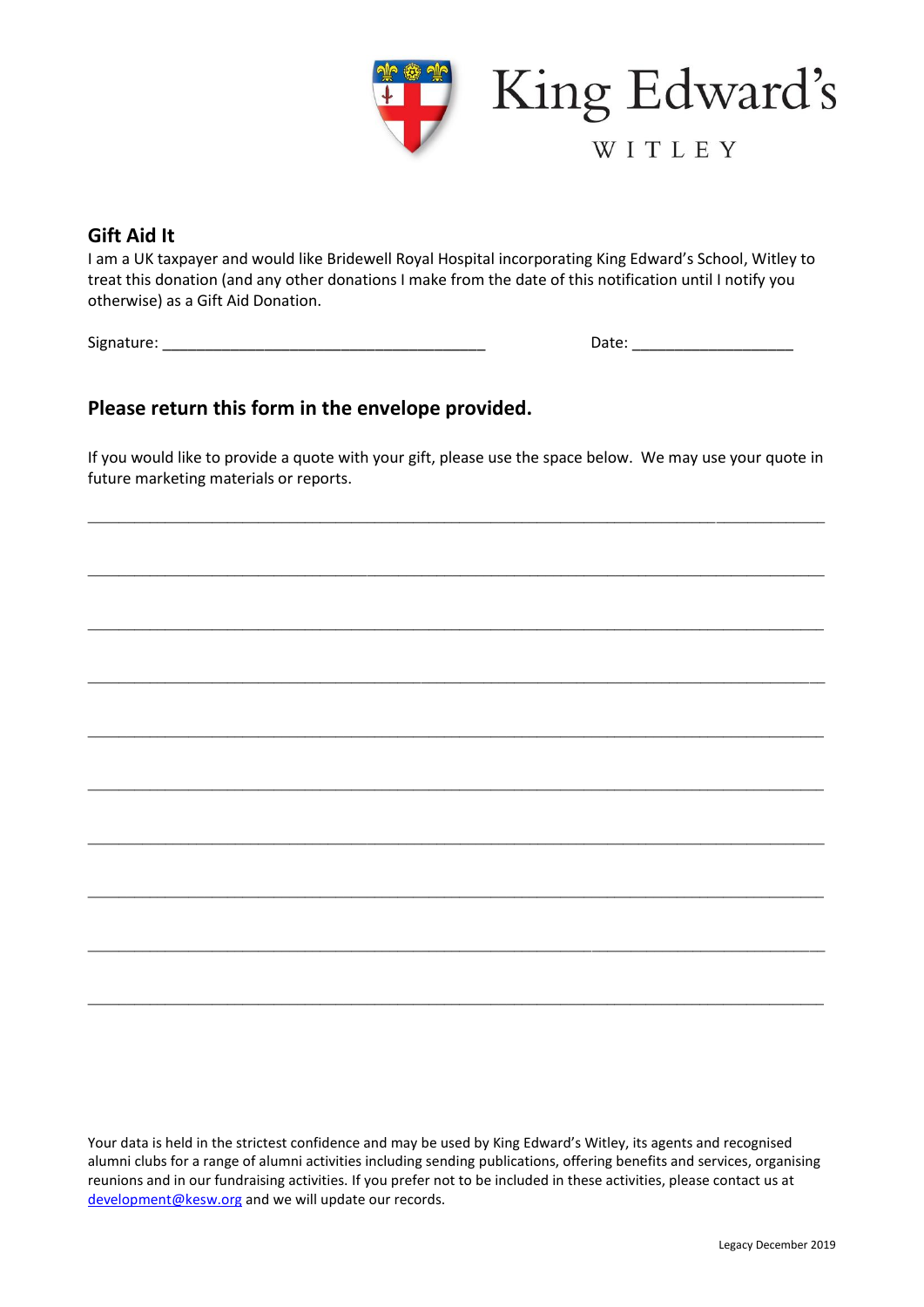King Edward's

WITLEY

## Gift Aid It

I am a UK taxpayer and would like Bridewell Royal Hospital incorporating King Edward's School, Witley to treat this donation (and any other donations I make from the date of this notification until I notify you otherwise) as a Gift Aid Donation.

Signature: ______________________________________ Date: ___________________

### Please return this form in the envelope provided.

If you would like to provide a quote with your gift, please use the space below. We may use your quote in future marketing materials or reports.

______________________________________________________________________________

______________________________________________________________________________

______________________________________________________________________________

______________________________________________________________________________

______________________________________________________________________________

______________________________________________________________________________

______________________________________________________________________________

______________________________________________________________________________

______________________________________________________________________________

______________________________________________________________________________

Your data is held in the strictest confidence and may be used by King Edward's Witley, its agents and recognised alumni clubs for a range of alumni activities including sending publications, offering benefits and services, organising reunions and in our fundraising activities. If you prefer not to be included in these activities, please contact us at development@kesw.org and we will update our records.

Legacy December 2019